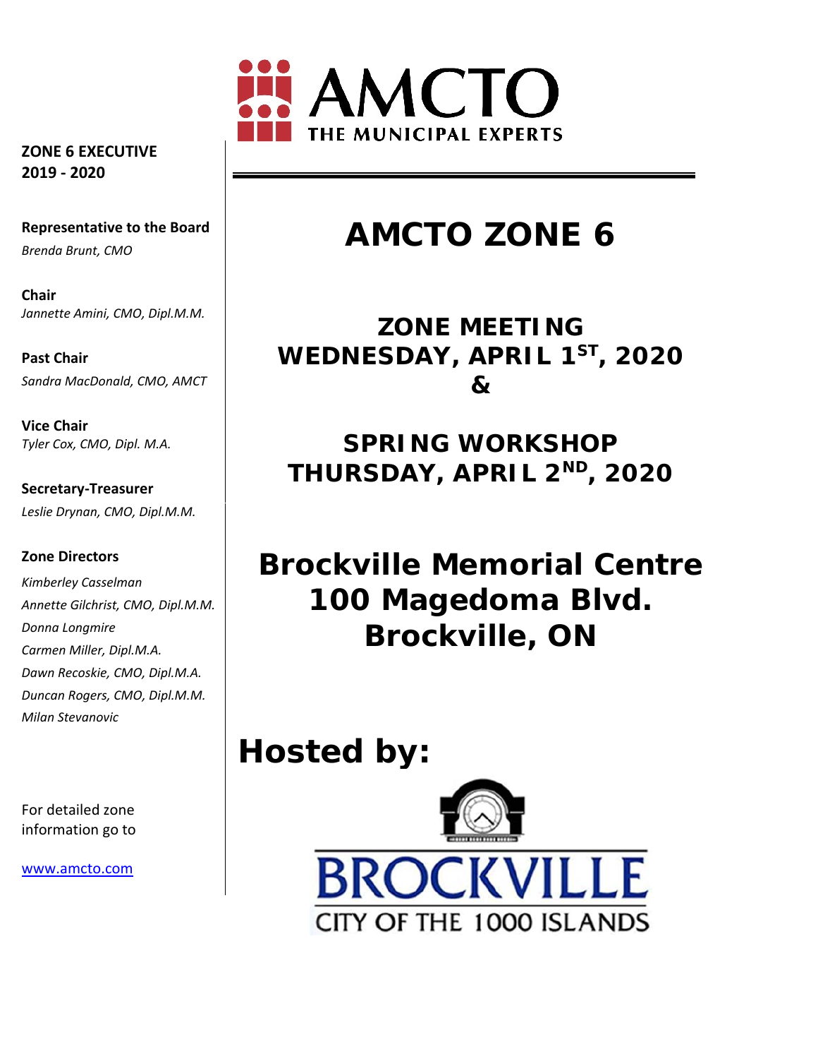AMCTO
THE MUNICIPAL EXPERTS

# AMCTO ZONE 6

## ZONE MEETING
## WEDNESDAY, APRIL 1ST, 2020
## &

## SPRING WORKSHOP
## THURSDAY, APRIL 2ND, 2020

## Brockville Memorial Centre
## 100 Magedoma Blvd.
## Brockville, ON

## Hosted by:

BROCKVILLE
CITY OF THE 1000 ISLANDS

**ZONE 6 EXECUTIVE**
**2019 - 2020**

**Representative to the Board**
*Brenda Brunt, CMO*

**Chair**
*Jannette Amini, CMO, Dipl.M.M.*

**Past Chair**
*Sandra MacDonald, CMO, AMCT*

**Vice Chair**
*Tyler Cox, CMO, Dipl. M.A.*

**Secretary-Treasurer**
*Leslie Drynan, CMO, Dipl.M.M.*

**Zone Directors**
*Kimberley Casselman*
*Annette Gilchrist, CMO, Dipl.M.M.*
*Donna Longmire*
*Carmen Miller, Dipl.M.A.*
*Dawn Recoskie, CMO, Dipl.M.A.*
*Duncan Rogers, CMO, Dipl.M.M.*
*Milan Stevanovic*

For detailed zone information go to

www.amcto.com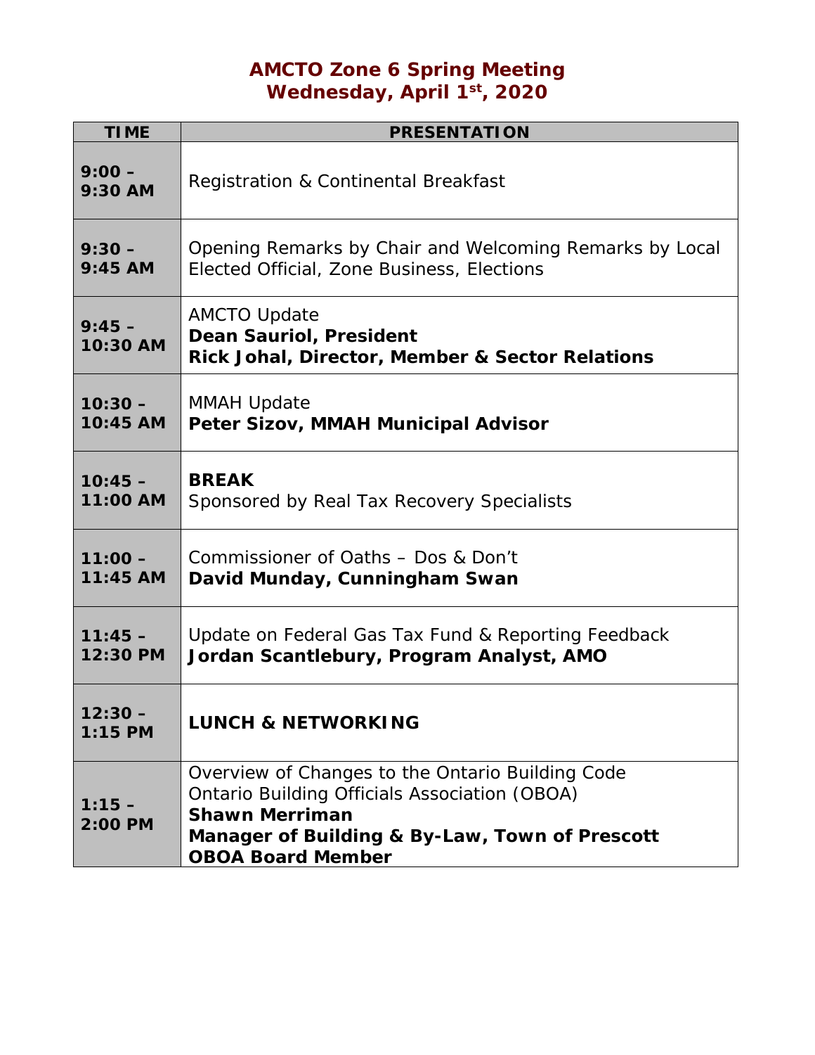# AMCTO Zone 6 Spring Meeting
# Wednesday, April 1st, 2020

| TIME | PRESENTATION |
|---|---|
| **9:00 – 9:30 AM** | Registration & Continental Breakfast |
| **9:30 – 9:45 AM** | Opening Remarks by Chair and Welcoming Remarks by Local Elected Official, Zone Business, Elections |
| **9:45 – 10:30 AM** | AMCTO Update<br>**Dean Sauriol, President**<br>**Rick Johal, Director, Member & Sector Relations** |
| **10:30 – 10:45 AM** | MMAH Update<br>**Peter Sizov, MMAH Municipal Advisor** |
| **10:45 – 11:00 AM** | **BREAK**<br>Sponsored by Real Tax Recovery Specialists |
| **11:00 – 11:45 AM** | Commissioner of Oaths – Dos & Don't<br>**David Munday, Cunningham Swan** |
| **11:45 – 12:30 PM** | Update on Federal Gas Tax Fund & Reporting Feedback<br>**Jordan Scantlebury, Program Analyst, AMO** |
| **12:30 – 1:15 PM** | **LUNCH & NETWORKING** |
| **1:15 – 2:00 PM** | Overview of Changes to the Ontario Building Code<br>Ontario Building Officials Association (OBOA)<br>**Shawn Merriman**<br>**Manager of Building & By-Law, Town of Prescott**<br>**OBOA Board Member** |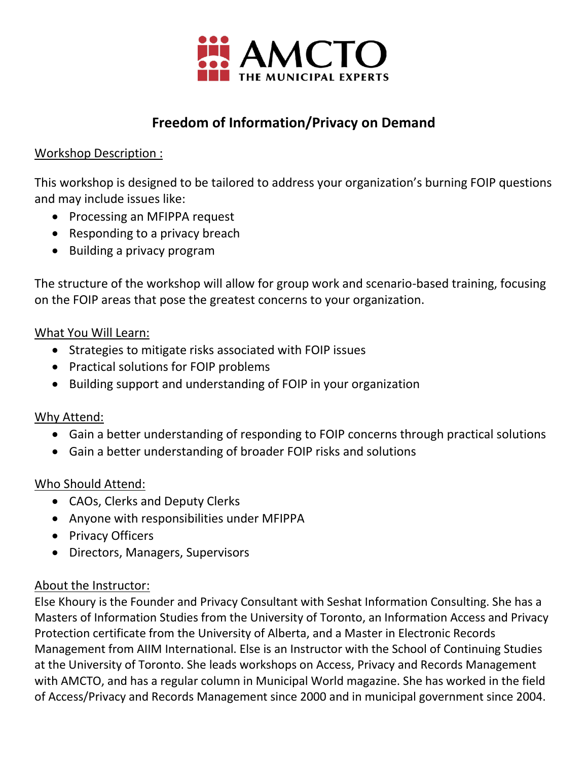AMCTO
THE MUNICIPAL EXPERTS

# Freedom of Information/Privacy on Demand

<u>Workshop Description :</u>

This workshop is designed to be tailored to address your organization's burning FOIP questions and may include issues like:

- Processing an MFIPPA request
- Responding to a privacy breach
- Building a privacy program

The structure of the workshop will allow for group work and scenario-based training, focusing on the FOIP areas that pose the greatest concerns to your organization.

<u>What You Will Learn:</u>

- Strategies to mitigate risks associated with FOIP issues
- Practical solutions for FOIP problems
- Building support and understanding of FOIP in your organization

<u>Why Attend:</u>

- Gain a better understanding of responding to FOIP concerns through practical solutions
- Gain a better understanding of broader FOIP risks and solutions

<u>Who Should Attend:</u>

- CAOs, Clerks and Deputy Clerks
- Anyone with responsibilities under MFIPPA
- Privacy Officers
- Directors, Managers, Supervisors

<u>About the Instructor:</u>

Else Khoury is the Founder and Privacy Consultant with Seshat Information Consulting. She has a Masters of Information Studies from the University of Toronto, an Information Access and Privacy Protection certificate from the University of Alberta, and a Master in Electronic Records Management from AIIM International. Else is an Instructor with the School of Continuing Studies at the University of Toronto. She leads workshops on Access, Privacy and Records Management with AMCTO, and has a regular column in Municipal World magazine. She has worked in the field of Access/Privacy and Records Management since 2000 and in municipal government since 2004.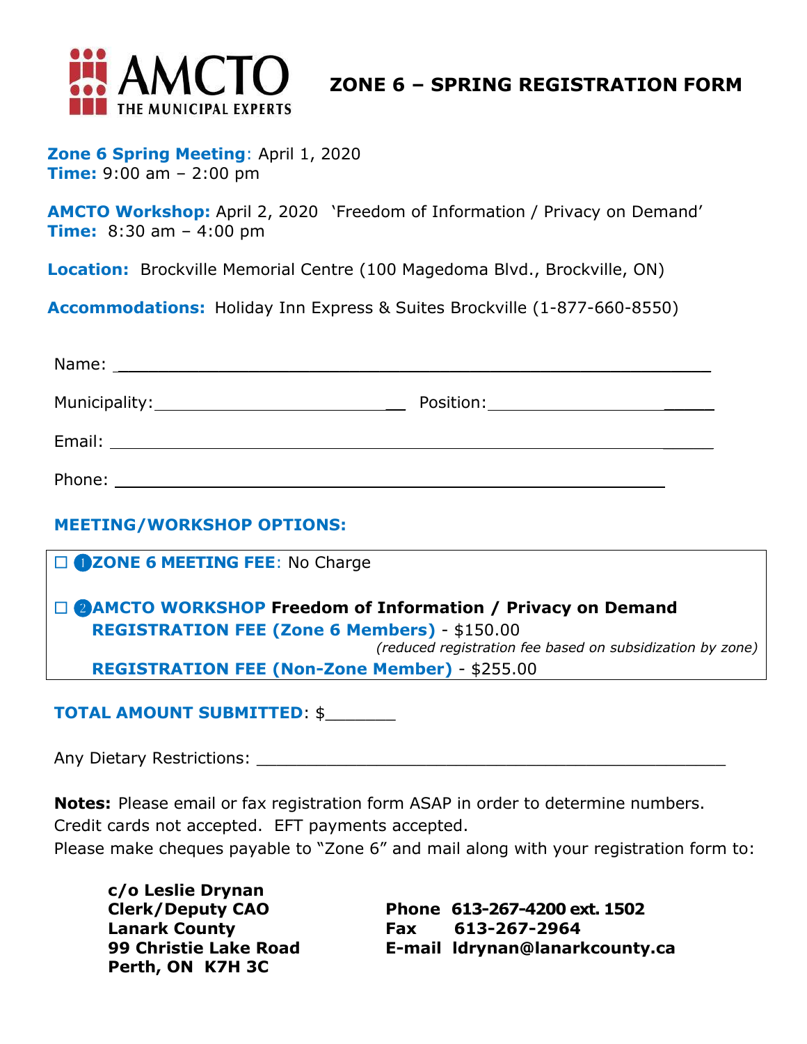AMCTO THE MUNICIPAL EXPERTS

# ZONE 6 – SPRING REGISTRATION FORM

**Zone 6 Spring Meeting**: April 1, 2020
**Time:** 9:00 am – 2:00 pm

**AMCTO Workshop:** April 2, 2020 'Freedom of Information / Privacy on Demand'
**Time:** 8:30 am – 4:00 pm

**Location:** Brockville Memorial Centre (100 Magedoma Blvd., Brockville, ON)

**Accommodations:** Holiday Inn Express & Suites Brockville (1-877-660-8550)

Name: ___________________________________________________________

Municipality:___________________________ Position:_______________________

Email: ___________________________________________________________

Phone: ___________________________________________________________

## MEETING/WORKSHOP OPTIONS:

☐ ❶ **ZONE 6 MEETING FEE**: No Charge

☐ ❷ **AMCTO WORKSHOP Freedom of Information / Privacy on Demand**
**REGISTRATION FEE (Zone 6 Members)** - $150.00
*(reduced registration fee based on subsidization by zone)*
**REGISTRATION FEE (Non-Zone Member)** - $255.00

**TOTAL AMOUNT SUBMITTED**: $_______

Any Dietary Restrictions: _______________________________________________

**Notes:** Please email or fax registration form ASAP in order to determine numbers.
Credit cards not accepted. EFT payments accepted.
Please make cheques payable to "Zone 6" and mail along with your registration form to:

**c/o Leslie Drynan**
**Clerk/Deputy CAO**
**Lanark County**
**99 Christie Lake Road**
**Perth, ON K7H 3C**

**Phone 613-267-4200 ext. 1502**
**Fax 613-267-2964**
**E-mail ldrynan@lanarkcounty.ca**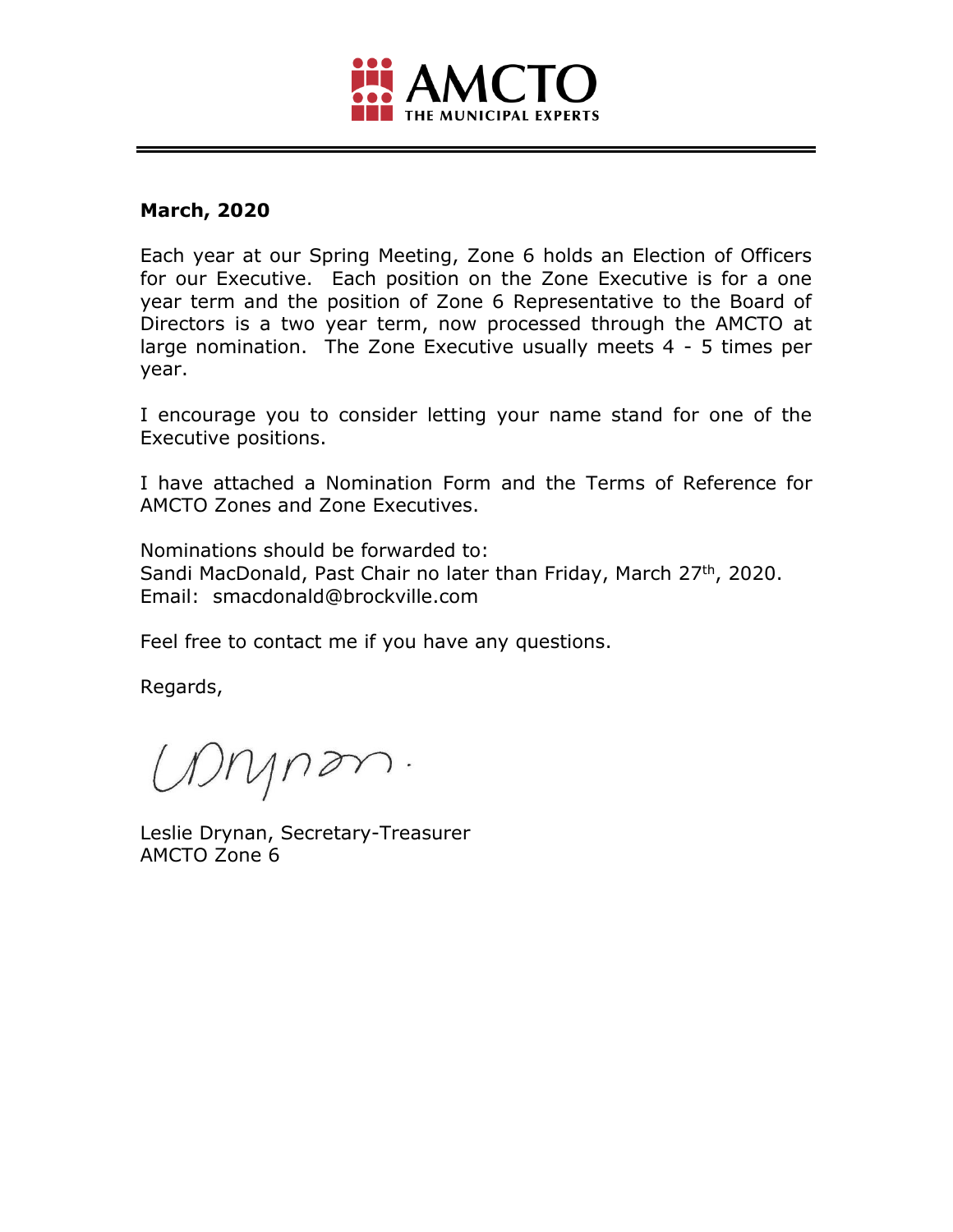AMCTO
THE MUNICIPAL EXPERTS

**March, 2020**

Each year at our Spring Meeting, Zone 6 holds an Election of Officers for our Executive. Each position on the Zone Executive is for a one year term and the position of Zone 6 Representative to the Board of Directors is a two year term, now processed through the AMCTO at large nomination. The Zone Executive usually meets 4 - 5 times per year.

I encourage you to consider letting your name stand for one of the Executive positions.

I have attached a Nomination Form and the Terms of Reference for AMCTO Zones and Zone Executives.

Nominations should be forwarded to:
Sandi MacDonald, Past Chair no later than Friday, March 27th, 2020.
Email: smacdonald@brockville.com

Feel free to contact me if you have any questions.

Regards,

Leslie Drynan, Secretary-Treasurer
AMCTO Zone 6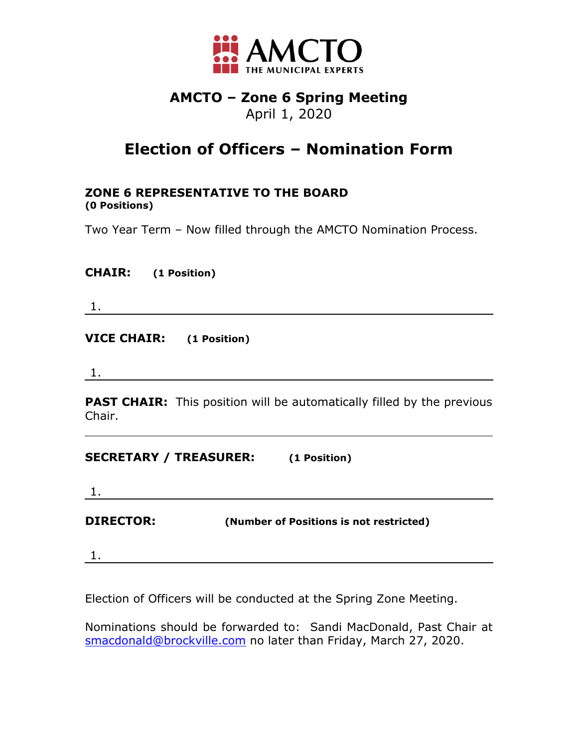AMCTO
THE MUNICIPAL EXPERTS

# AMCTO – Zone 6 Spring Meeting

April 1, 2020

# Election of Officers – Nomination Form

**ZONE 6 REPRESENTATIVE TO THE BOARD**
**(0 Positions)**

Two Year Term – Now filled through the AMCTO Nomination Process.

**CHAIR:** **(1 Position)**

1. ______________________________

**VICE CHAIR:** **(1 Position)**

1. ______________________________

**PAST CHAIR:** This position will be automatically filled by the previous Chair.

**SECRETARY / TREASURER:** **(1 Position)**

1. ______________________________

**DIRECTOR:** **(Number of Positions is not restricted)**

1. ______________________________

Election of Officers will be conducted at the Spring Zone Meeting.

Nominations should be forwarded to: Sandi MacDonald, Past Chair at smacdonald@brockville.com no later than Friday, March 27, 2020.